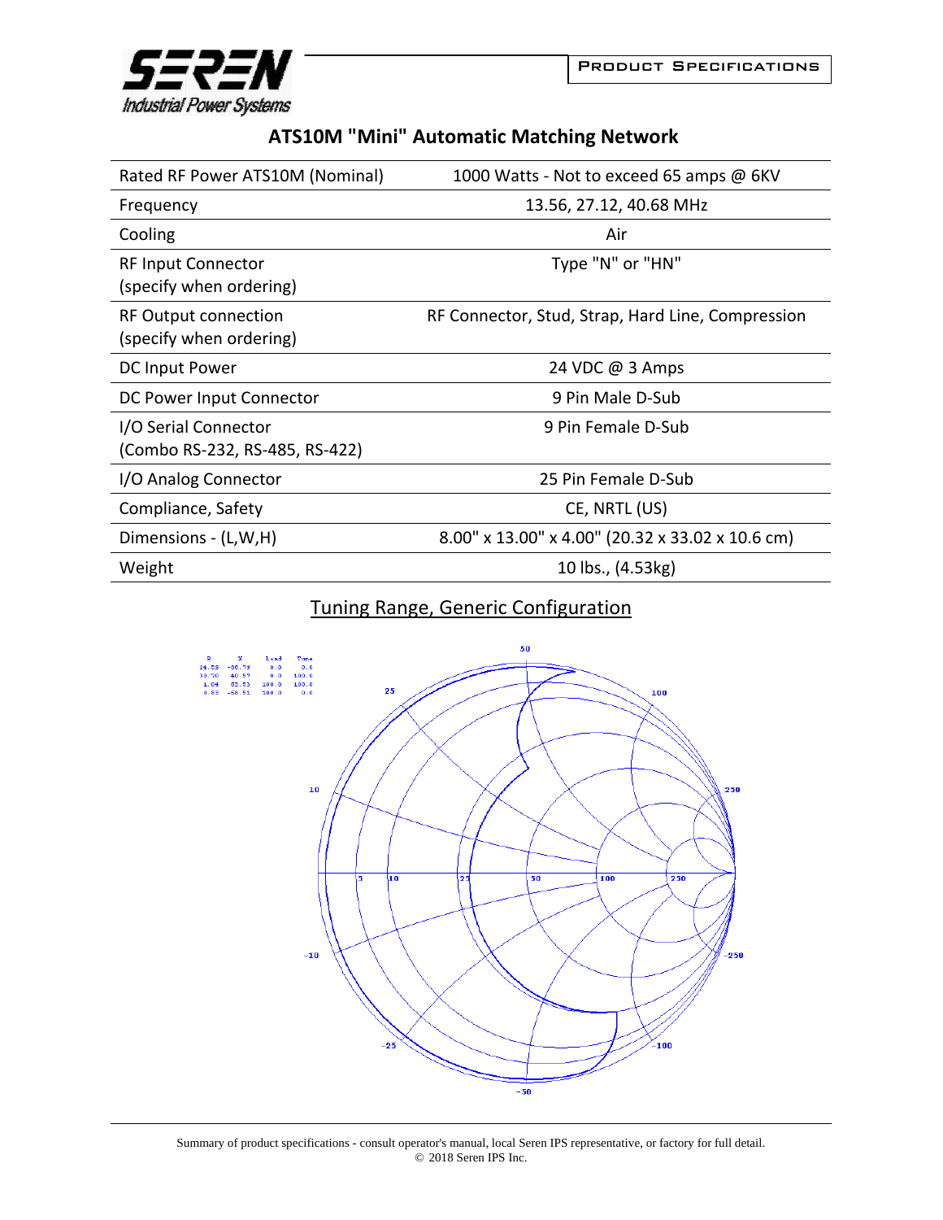Seren Industrial Power Systems

PRODUCT SPECIFICATIONS

## ATS10M "Mini" Automatic Matching Network

| | |
|---|---|
| Rated RF Power ATS10M (Nominal) | 1000 Watts - Not to exceed 65 amps @ 6KV |
| Frequency | 13.56, 27.12, 40.68 MHz |
| Cooling | Air |
| RF Input Connector (specify when ordering) | Type "N" or "HN" |
| RF Output connection (specify when ordering) | RF Connector, Stud, Strap, Hard Line, Compression |
| DC Input Power | 24 VDC @ 3 Amps |
| DC Power Input Connector | 9 Pin Male D-Sub |
| I/O Serial Connector (Combo RS-232, RS-485, RS-422) | 9 Pin Female D-Sub |
| I/O Analog Connector | 25 Pin Female D-Sub |
| Compliance, Safety | CE, NRTL (US) |
| Dimensions - (L,W,H) | 8.00" x 13.00" x 4.00" (20.32 x 33.02 x 10.6 cm) |
| Weight | 10 lbs., (4.53kg) |

## Tuning Range, Generic Configuration

| R | X | Load | Tune |
|---|---|---|---|
| 24.59 | -50.73 | 0.0 | 0.0 |
| 30.70 | 40.57 | 0.0 | 100.0 |
| 1.04 | 65.50 | 100.0 | 100.0 |
| 0.83 | -58.51 | 100.0 | 0.0 |

Summary of product specifications - consult operator's manual, local Seren IPS representative, or factory for full detail.
© 2018 Seren IPS Inc.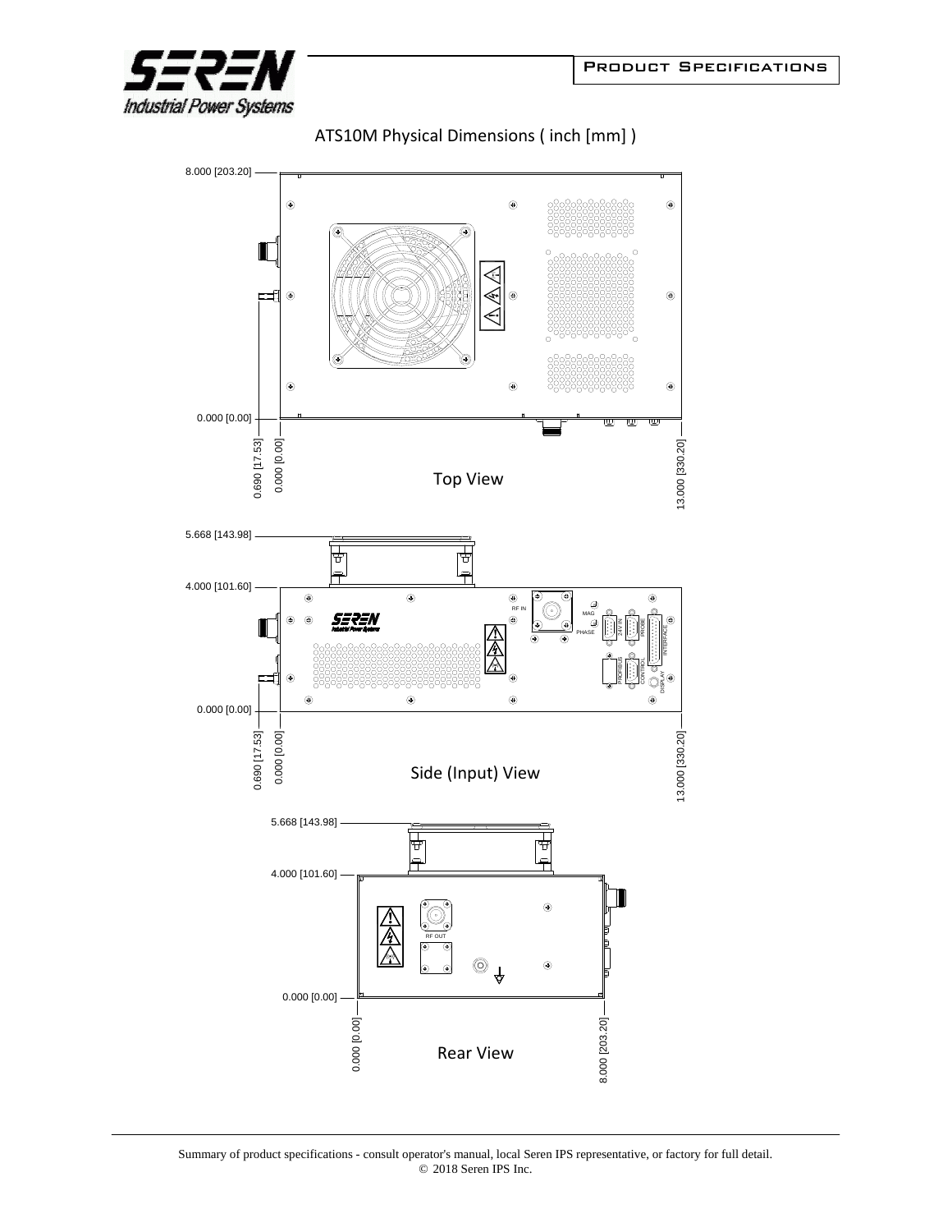# ATS10M Physical Dimensions ( inch [mm] )

8.000 [203.20]

0.000 [0.00]

0.690 [17.53]

0.000 [0.00]

13.000 [330.20]

Top View

5.668 [143.98]

4.000 [101.60]

RF IN

MAG

PHASE

INTERFACE

CONTROL

DISPLAY

0.000 [0.00]

0.690 [17.53]

0.000 [0.00]

13.000 [330.20]

Side (Input) View

5.668 [143.98]

4.000 [101.60]

RF OUT

0.000 [0.00]

0.000 [0.00]

8.000 [203.20]

Rear View

Summary of product specifications - consult operator's manual, local Seren IPS representative, or factory for full detail.
© 2018 Seren IPS Inc.